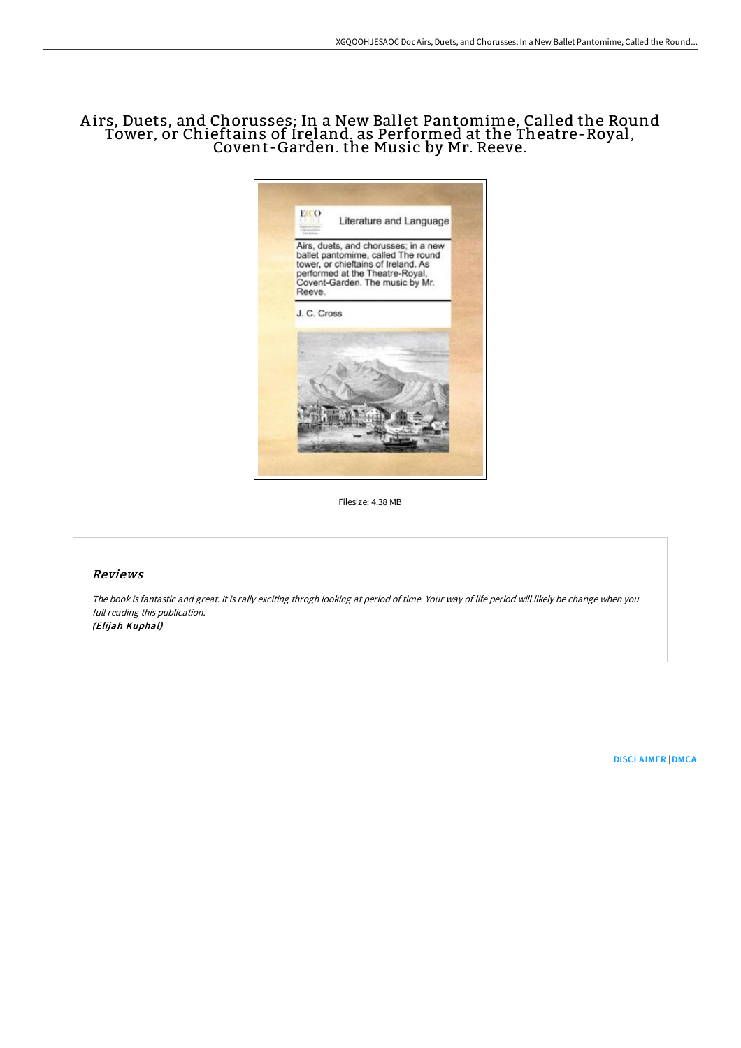# Airs, Duets, and Chorusses; In a New Ballet Pantomime, Called the Round Tower, or Chieftains of Ireland. as Performed at the Theatre-Royal, Covent-Garden. the Music by Mr. Reeve.

Filesize: 4.38 MB

## Reviews

*The book is fantastic and great. It is rally exciting throgh looking at period of time. Your way of life period will likely be change when you full reading this publication.*
***(Elijah Kuphal)***

DISCLAIMER | DMCA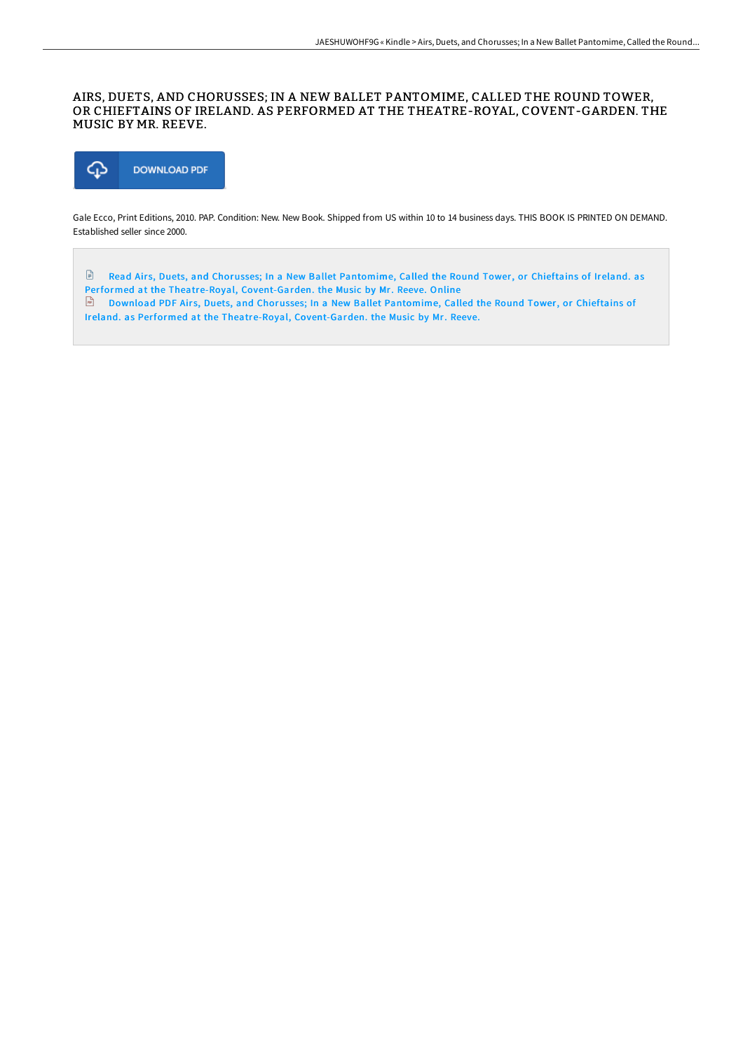# AIRS, DUETS, AND CHORUSSES; IN A NEW BALLET PANTOMIME, CALLED THE ROUND TOWER, OR CHIEFTAINS OF IRELAND. AS PERFORMED AT THE THEATRE-ROYAL, COVENT-GARDEN. THE MUSIC BY MR. REEVE.

DOWNLOAD PDF

Gale Ecco, Print Editions, 2010. PAP. Condition: New. New Book. Shipped from US within 10 to 14 business days. THIS BOOK IS PRINTED ON DEMAND. Established seller since 2000.

Read Airs, Duets, and Chorusses; In a New Ballet Pantomime, Called the Round Tower, or Chieftains of Ireland. as Performed at the Theatre-Royal, Covent-Garden. the Music by Mr. Reeve. Online

Download PDF Airs, Duets, and Chorusses; In a New Ballet Pantomime, Called the Round Tower, or Chieftains of Ireland. as Performed at the Theatre-Royal, Covent-Garden. the Music by Mr. Reeve.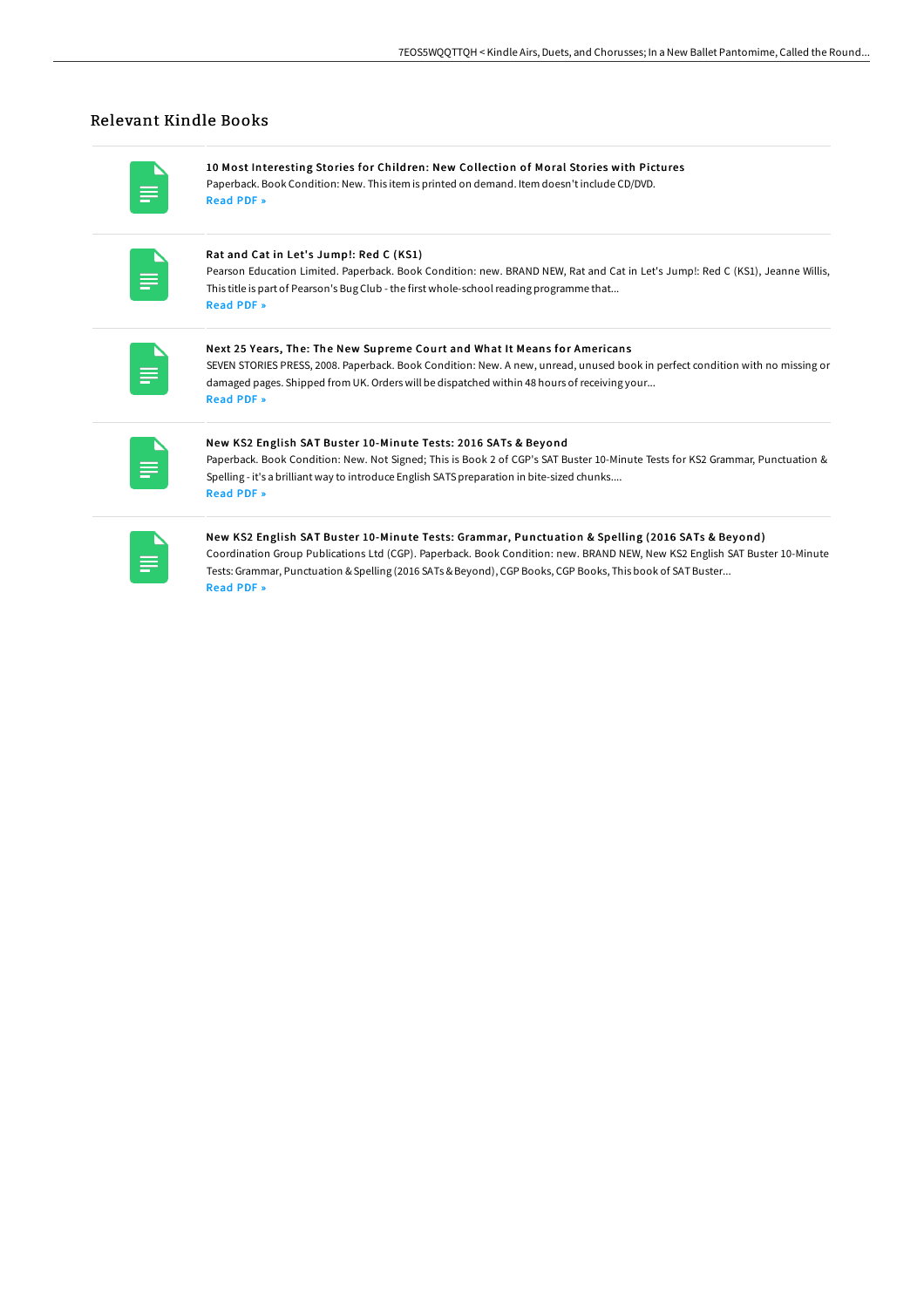## Relevant Kindle Books

### 10 Most Interesting Stories for Children: New Collection of Moral Stories with Pictures

Paperback. Book Condition: New. This item is printed on demand. Item doesn't include CD/DVD.
Read PDF »

### Rat and Cat in Let's Jump!: Red C (KS1)

Pearson Education Limited. Paperback. Book Condition: new. BRAND NEW, Rat and Cat in Let's Jump!: Red C (KS1), Jeanne Willis, This title is part of Pearson's Bug Club - the first whole-school reading programme that...
Read PDF »

### Next 25 Years, The: The New Supreme Court and What It Means for Americans

SEVEN STORIES PRESS, 2008. Paperback. Book Condition: New. A new, unread, unused book in perfect condition with no missing or damaged pages. Shipped from UK. Orders will be dispatched within 48 hours of receiving your...
Read PDF »

### New KS2 English SAT Buster 10-Minute Tests: 2016 SATs & Beyond

Paperback. Book Condition: New. Not Signed; This is Book 2 of CGP's SAT Buster 10-Minute Tests for KS2 Grammar, Punctuation & Spelling - it's a brilliant way to introduce English SATS preparation in bite-sized chunks....
Read PDF »

### New KS2 English SAT Buster 10-Minute Tests: Grammar, Punctuation & Spelling (2016 SATs & Beyond)

Coordination Group Publications Ltd (CGP). Paperback. Book Condition: new. BRAND NEW, New KS2 English SAT Buster 10-Minute Tests: Grammar, Punctuation & Spelling (2016 SATs & Beyond), CGP Books, CGP Books, This book of SAT Buster...
Read PDF »